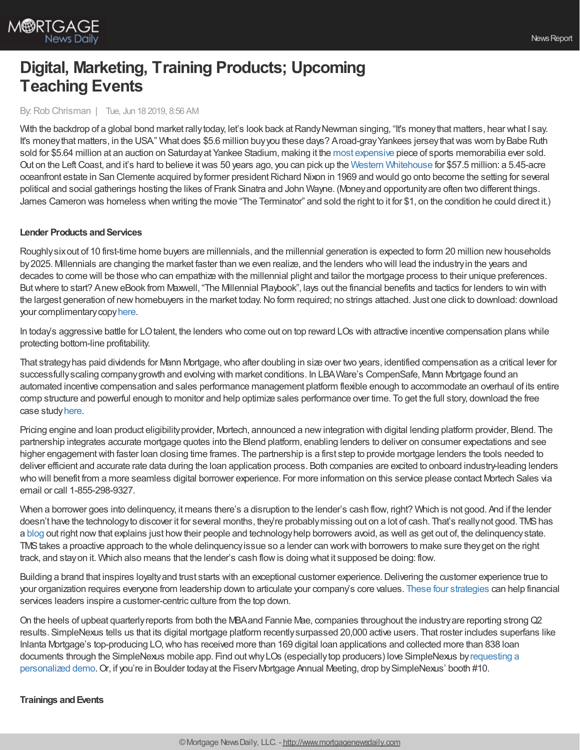# Digital, Marketing, Training Products; Upcoming Teaching Events

By: Rob Chrisman | Tue, Jun 18 2019, 8:56 AM

With the backdrop of a global bond market rally today, let's look back at Randy Newman singing, "It's money that matters, hear what I say. It's money that matters, in the USA." What does $5.6 million buy you these days? A road-gray Yankees jersey that was worn by Babe Ruth sold for $5.64 million at an auction on Saturday at Yankee Stadium, making it the most expensive piece of sports memorabilia ever sold. Out on the Left Coast, and it's hard to believe it was 50 years ago, you can pick up the Western Whitehouse for $57.5 million: a 5.45-acre oceanfront estate in San Clemente acquired by former president Richard Nixon in 1969 and would go onto become the setting for several political and social gatherings hosting the likes of Frank Sinatra and John Wayne. (Money and opportunity are often two different things. James Cameron was homeless when writing the movie "The Terminator" and sold the right to it for $1, on the condition he could direct it.)

### Lender Products and Services

Roughly six out of 10 first-time home buyers are millennials, and the millennial generation is expected to form 20 million new households by 2025. Millennials are changing the market faster than we even realize, and the lenders who will lead the industry in the years and decades to come will be those who can empathize with the millennial plight and tailor the mortgage process to their unique preferences. But where to start? A new eBook from Maxwell, "The Millennial Playbook", lays out the financial benefits and tactics for lenders to win with the largest generation of new homebuyers in the market today. No form required; no strings attached. Just one click to download: download your complimentary copy here.

In today's aggressive battle for LO talent, the lenders who come out on top reward LOs with attractive incentive compensation plans while protecting bottom-line profitability.

That strategy has paid dividends for Mann Mortgage, who after doubling in size over two years, identified compensation as a critical lever for successfully scaling company growth and evolving with market conditions. In LBA Ware's CompenSafe, Mann Mortgage found an automated incentive compensation and sales performance management platform flexible enough to accommodate an overhaul of its entire comp structure and powerful enough to monitor and help optimize sales performance over time. To get the full story, download the free case study here.

Pricing engine and loan product eligibility provider, Mortech, announced a new integration with digital lending platform provider, Blend. The partnership integrates accurate mortgage quotes into the Blend platform, enabling lenders to deliver on consumer expectations and see higher engagement with faster loan closing time frames. The partnership is a first step to provide mortgage lenders the tools needed to deliver efficient and accurate rate data during the loan application process. Both companies are excited to onboard industry-leading lenders who will benefit from a more seamless digital borrower experience. For more information on this service please contact Mortech Sales via email or call 1-855-298-9327.

When a borrower goes into delinquency, it means there's a disruption to the lender's cash flow, right? Which is not good. And if the lender doesn't have the technology to discover it for several months, they're probably missing out on a lot of cash. That's really not good. TMS has a blog out right now that explains just how their people and technology help borrowers avoid, as well as get out of, the delinquency state. TMS takes a proactive approach to the whole delinquency issue so a lender can work with borrowers to make sure they get on the right track, and stay on it. Which also means that the lender's cash flow is doing what it supposed be doing: flow.

Building a brand that inspires loyalty and trust starts with an exceptional customer experience. Delivering the customer experience true to your organization requires everyone from leadership down to articulate your company's core values. These four strategies can help financial services leaders inspire a customer-centric culture from the top down.

On the heels of upbeat quarterly reports from both the MBA and Fannie Mae, companies throughout the industry are reporting strong Q2 results. SimpleNexus tells us that its digital mortgage platform recently surpassed 20,000 active users. That roster includes superfans like Inlanta Mortgage's top-producing LO, who has received more than 169 digital loan applications and collected more than 838 loan documents through the SimpleNexus mobile app. Find out why LOs (especially top producers) love SimpleNexus by requesting a personalized demo. Or, if you're in Boulder today at the Fiserv Mortgage Annual Meeting, drop by SimpleNexus' booth #10.

### Trainings and Events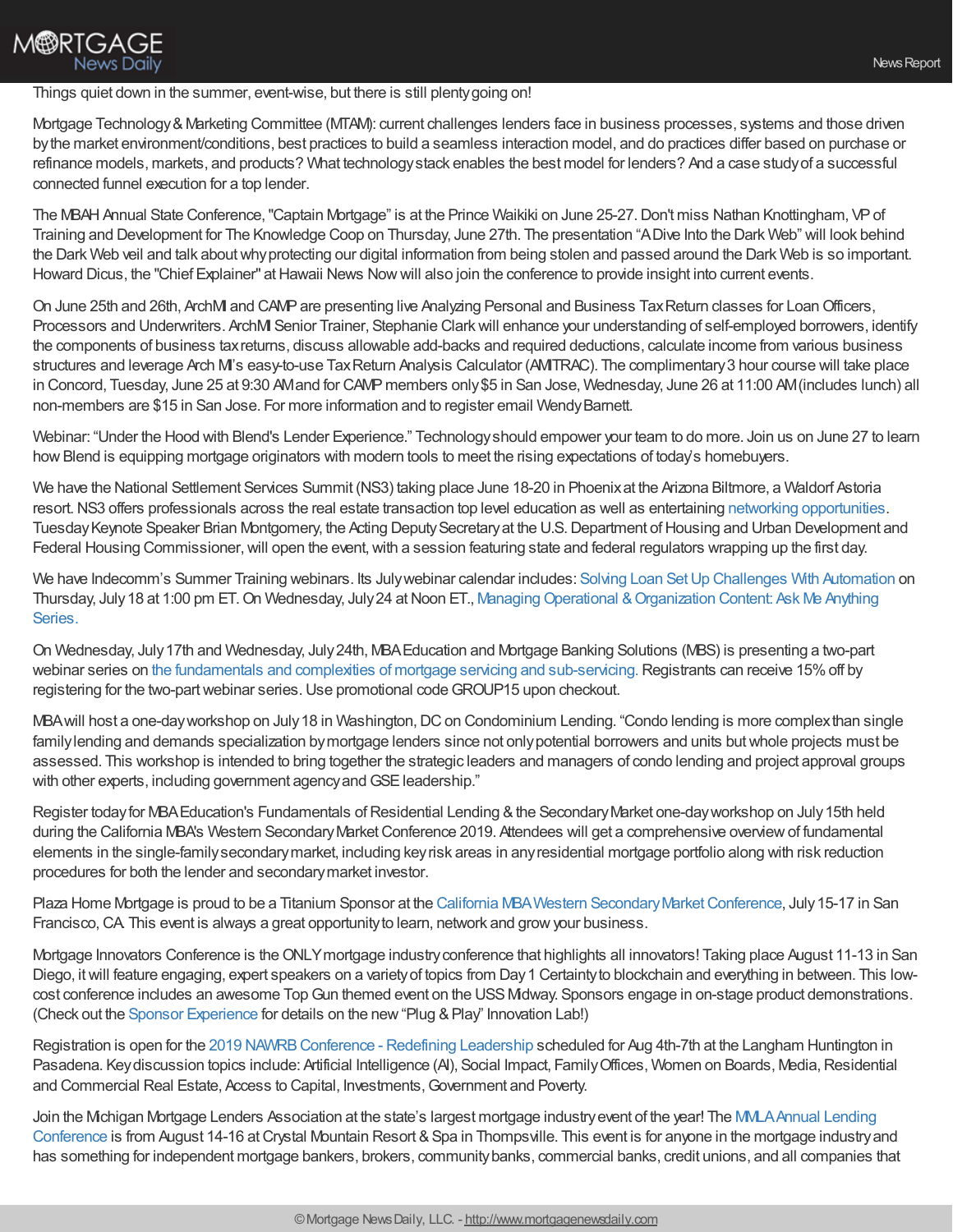Things quiet down in the summer, event-wise, but there is still plenty going on!

Mortgage Technology & Marketing Committee (MTAM): current challenges lenders face in business processes, systems and those driven by the market environment/conditions, best practices to build a seamless interaction model, and do practices differ based on purchase or refinance models, markets, and products? What technology stack enables the best model for lenders? And a case study of a successful connected funnel execution for a top lender.

The MBAH Annual State Conference, "Captain Mortgage" is at the Prince Waikiki on June 25-27. Don't miss Nathan Knottingham, VP of Training and Development for The Knowledge Coop on Thursday, June 27th. The presentation "A Dive Into the Dark Web" will look behind the Dark Web veil and talk about why protecting our digital information from being stolen and passed around the Dark Web is so important. Howard Dicus, the "Chief Explainer" at Hawaii News Now will also join the conference to provide insight into current events.

On June 25th and 26th, ArchMI and CAMP are presenting live Analyzing Personal and Business Tax Return classes for Loan Officers, Processors and Underwriters. ArchMI Senior Trainer, Stephanie Clark will enhance your understanding of self-employed borrowers, identify the components of business tax returns, discuss allowable add-backs and required deductions, calculate income from various business structures and leverage Arch MI's easy-to-use Tax Return Analysis Calculator (AMITRAC). The complimentary 3 hour course will take place in Concord, Tuesday, June 25 at 9:30 AM and for CAMP members only $5 in San Jose, Wednesday, June 26 at 11:00 AM (includes lunch) all non-members are $15 in San Jose. For more information and to register email Wendy Barnett.

Webinar: "Under the Hood with Blend's Lender Experience." Technology should empower your team to do more. Join us on June 27 to learn how Blend is equipping mortgage originators with modern tools to meet the rising expectations of today's homebuyers.

We have the National Settlement Services Summit (NS3) taking place June 18-20 in Phoenix at the Arizona Biltmore, a Waldorf Astoria resort. NS3 offers professionals across the real estate transaction top level education as well as entertaining networking opportunities. Tuesday Keynote Speaker Brian Montgomery, the Acting Deputy Secretary at the U.S. Department of Housing and Urban Development and Federal Housing Commissioner, will open the event, with a session featuring state and federal regulators wrapping up the first day.

We have Indecomm's Summer Training webinars. Its July webinar calendar includes: Solving Loan Set Up Challenges With Automation on Thursday, July 18 at 1:00 pm ET. On Wednesday, July 24 at Noon ET., Managing Operational & Organization Content: Ask Me Anything Series.

On Wednesday, July 17th and Wednesday, July 24th, MBA Education and Mortgage Banking Solutions (MBS) is presenting a two-part webinar series on the fundamentals and complexities of mortgage servicing and sub-servicing. Registrants can receive 15% off by registering for the two-part webinar series. Use promotional code GROUP15 upon checkout.

MBA will host a one-day workshop on July 18 in Washington, DC on Condominium Lending. "Condo lending is more complex than single family lending and demands specialization by mortgage lenders since not only potential borrowers and units but whole projects must be assessed. This workshop is intended to bring together the strategic leaders and managers of condo lending and project approval groups with other experts, including government agency and GSE leadership."

Register today for MBA Education's Fundamentals of Residential Lending & the Secondary Market one-day workshop on July 15th held during the California MBA's Western Secondary Market Conference 2019. Attendees will get a comprehensive overview of fundamental elements in the single-family secondary market, including key risk areas in any residential mortgage portfolio along with risk reduction procedures for both the lender and secondary market investor.

Plaza Home Mortgage is proud to be a Titanium Sponsor at the California MBA Western Secondary Market Conference, July 15-17 in San Francisco, CA. This event is always a great opportunity to learn, network and grow your business.

Mortgage Innovators Conference is the ONLY mortgage industry conference that highlights all innovators! Taking place August 11-13 in San Diego, it will feature engaging, expert speakers on a variety of topics from Day 1 Certainty to blockchain and everything in between. This low-cost conference includes an awesome Top Gun themed event on the USS Midway. Sponsors engage in on-stage product demonstrations. (Check out the Sponsor Experience for details on the new "Plug & Play" Innovation Lab!)

Registration is open for the 2019 NAWRB Conference - Redefining Leadership scheduled for Aug 4th-7th at the Langham Huntington in Pasadena. Key discussion topics include: Artificial Intelligence (AI), Social Impact, Family Offices, Women on Boards, Media, Residential and Commercial Real Estate, Access to Capital, Investments, Government and Poverty.

Join the Michigan Mortgage Lenders Association at the state's largest mortgage industry event of the year! The MMLA Annual Lending Conference is from August 14-16 at Crystal Mountain Resort & Spa in Thompsville. This event is for anyone in the mortgage industry and has something for independent mortgage bankers, brokers, community banks, commercial banks, credit unions, and all companies that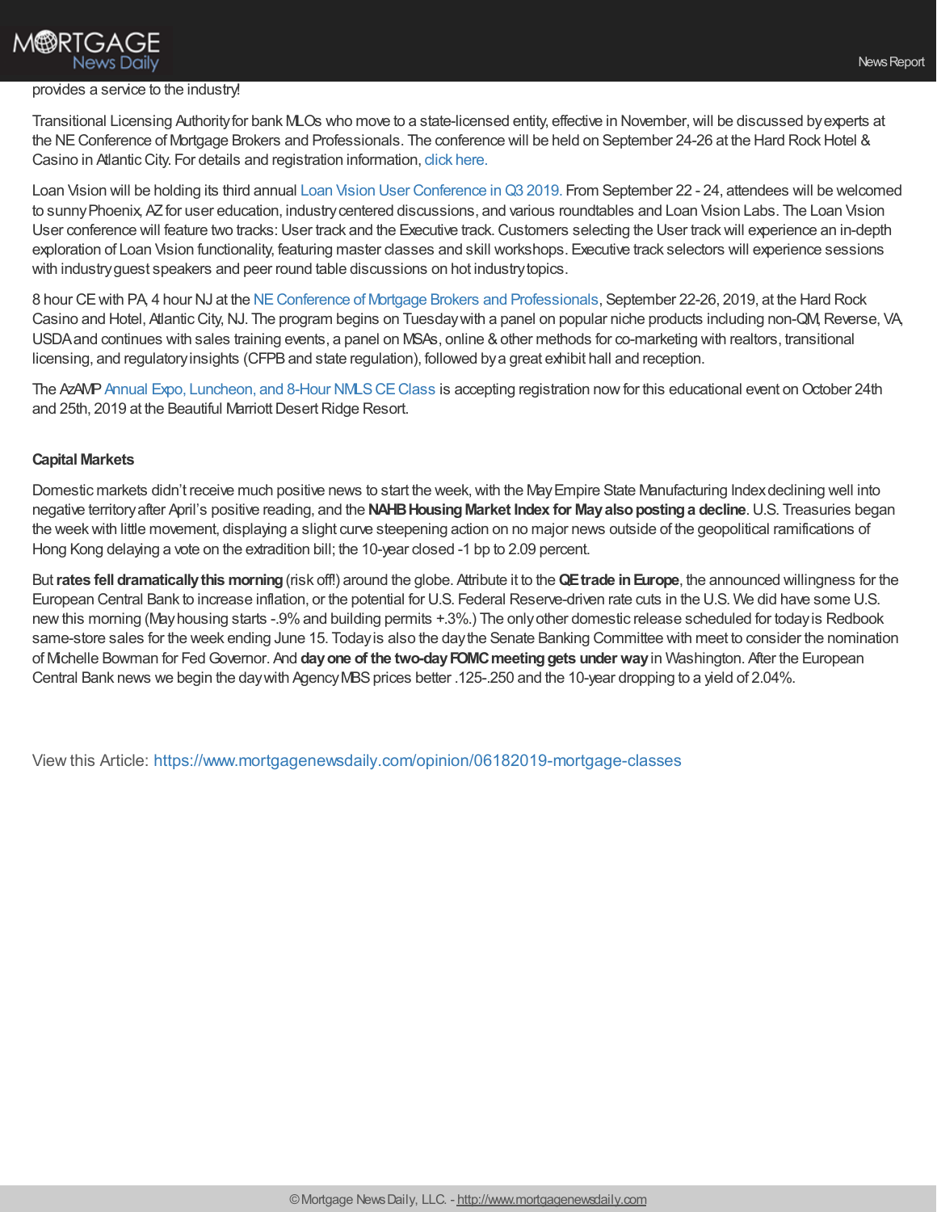provides a service to the industry!

Transitional Licensing Authority for bank MLOs who move to a state-licensed entity, effective in November, will be discussed by experts at the NE Conference of Mortgage Brokers and Professionals. The conference will be held on September 24-26 at the Hard Rock Hotel & Casino in Atlantic City. For details and registration information, click here.

Loan Vision will be holding its third annual Loan Vision User Conference in Q3 2019. From September 22 - 24, attendees will be welcomed to sunny Phoenix, AZ for user education, industry centered discussions, and various roundtables and Loan Vision Labs. The Loan Vision User conference will feature two tracks: User track and the Executive track. Customers selecting the User track will experience an in-depth exploration of Loan Vision functionality, featuring master classes and skill workshops. Executive track selectors will experience sessions with industry guest speakers and peer round table discussions on hot industry topics.

8 hour CE with PA, 4 hour NJ at the NE Conference of Mortgage Brokers and Professionals, September 22-26, 2019, at the Hard Rock Casino and Hotel, Atlantic City, NJ. The program begins on Tuesday with a panel on popular niche products including non-QM, Reverse, VA, USDA and continues with sales training events, a panel on MSAs, online & other methods for co-marketing with realtors, transitional licensing, and regulatory insights (CFPB and state regulation), followed by a great exhibit hall and reception.

The AzAMP Annual Expo, Luncheon, and 8-Hour NMLS CE Class is accepting registration now for this educational event on October 24th and 25th, 2019 at the Beautiful Marriott Desert Ridge Resort.

**Capital Markets**

Domestic markets didn't receive much positive news to start the week, with the May Empire State Manufacturing Index declining well into negative territory after April's positive reading, and the **NAHB Housing Market Index for May also posting a decline**. U.S. Treasuries began the week with little movement, displaying a slight curve steepening action on no major news outside of the geopolitical ramifications of Hong Kong delaying a vote on the extradition bill; the 10-year closed -1 bp to 2.09 percent.

But **rates fell dramatically this morning** (risk off!) around the globe. Attribute it to the **QE trade in Europe**, the announced willingness for the European Central Bank to increase inflation, or the potential for U.S. Federal Reserve-driven rate cuts in the U.S. We did have some U.S. new this morning (May housing starts -.9% and building permits +.3%.) The only other domestic release scheduled for today is Redbook same-store sales for the week ending June 15. Today is also the day the Senate Banking Committee with meet to consider the nomination of Michelle Bowman for Fed Governor. And **day one of the two-day FOMC meeting gets under way** in Washington. After the European Central Bank news we begin the day with Agency MBS prices better .125-.250 and the 10-year dropping to a yield of 2.04%.

View this Article: https://www.mortgagenewsdaily.com/opinion/06182019-mortgage-classes